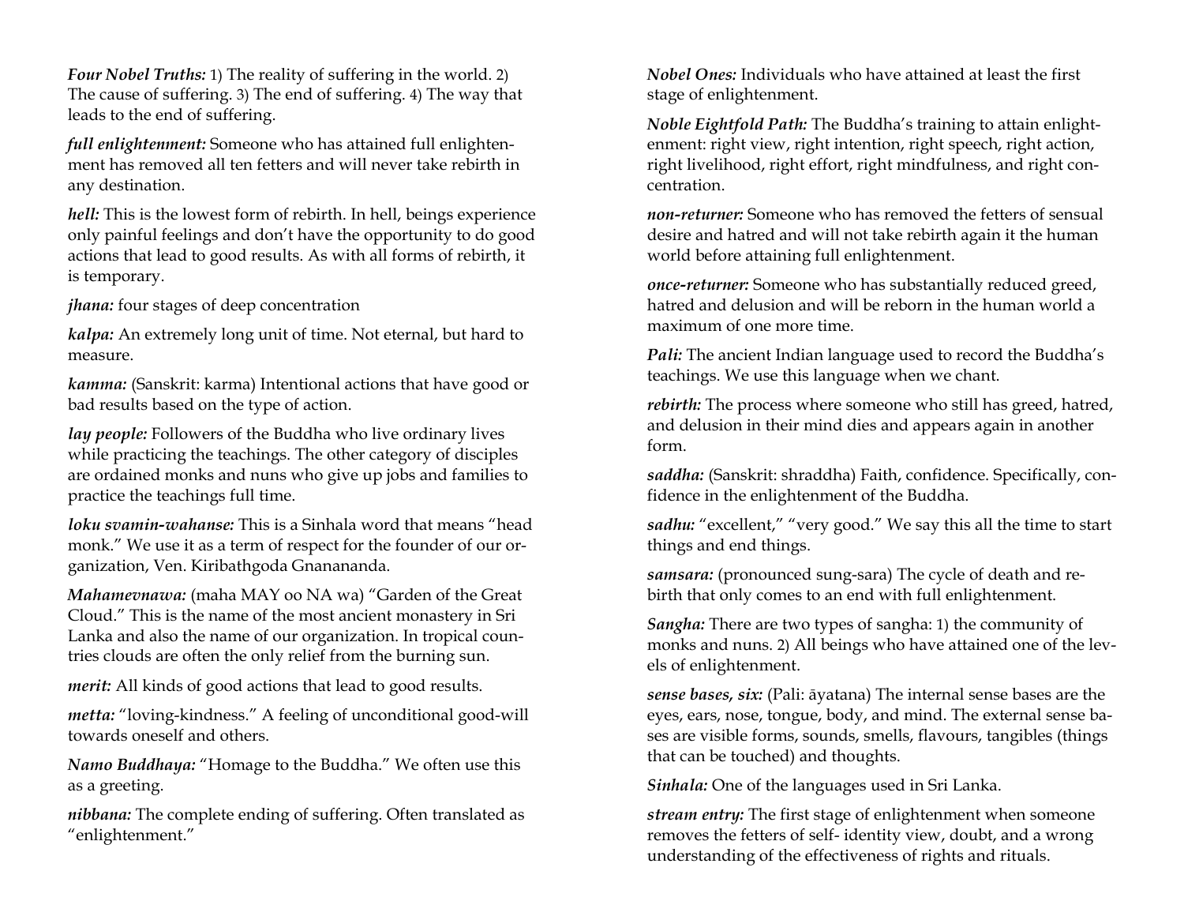***Four Nobel Truths:*** 1) The reality of suffering in the world. 2) The cause of suffering. 3) The end of suffering. 4) The way that leads to the end of suffering.

***full enlightenment:*** Someone who has attained full enlightenment has removed all ten fetters and will never take rebirth in any destination.

***hell:*** This is the lowest form of rebirth. In hell, beings experience only painful feelings and don't have the opportunity to do good actions that lead to good results. As with all forms of rebirth, it is temporary.

***jhana:*** four stages of deep concentration

***kalpa:*** An extremely long unit of time. Not eternal, but hard to measure.

***kamma:*** (Sanskrit: karma) Intentional actions that have good or bad results based on the type of action.

***lay people:*** Followers of the Buddha who live ordinary lives while practicing the teachings. The other category of disciples are ordained monks and nuns who give up jobs and families to practice the teachings full time.

***loku svamin-wahanse:*** This is a Sinhala word that means "head monk." We use it as a term of respect for the founder of our organization, Ven. Kiribathgoda Gnanananda.

***Mahamevnawa:*** (maha MAY oo NA wa) "Garden of the Great Cloud." This is the name of the most ancient monastery in Sri Lanka and also the name of our organization. In tropical countries clouds are often the only relief from the burning sun.

***merit:*** All kinds of good actions that lead to good results.

***metta:*** "loving-kindness." A feeling of unconditional good-will towards oneself and others.

***Namo Buddhaya:*** "Homage to the Buddha." We often use this as a greeting.

***nibbana:*** The complete ending of suffering. Often translated as "enlightenment."

***Nobel Ones:*** Individuals who have attained at least the first stage of enlightenment.

***Noble Eightfold Path:*** The Buddha's training to attain enlightenment: right view, right intention, right speech, right action, right livelihood, right effort, right mindfulness, and right concentration.

***non-returner:*** Someone who has removed the fetters of sensual desire and hatred and will not take rebirth again it the human world before attaining full enlightenment.

***once-returner:*** Someone who has substantially reduced greed, hatred and delusion and will be reborn in the human world a maximum of one more time.

***Pali:*** The ancient Indian language used to record the Buddha's teachings. We use this language when we chant.

***rebirth:*** The process where someone who still has greed, hatred, and delusion in their mind dies and appears again in another form.

***saddha:*** (Sanskrit: shraddha) Faith, confidence. Specifically, confidence in the enlightenment of the Buddha.

***sadhu:*** "excellent," "very good." We say this all the time to start things and end things.

***samsara:*** (pronounced sung-sara) The cycle of death and rebirth that only comes to an end with full enlightenment.

***Sangha:*** There are two types of sangha: 1) the community of monks and nuns. 2) All beings who have attained one of the levels of enlightenment.

***sense bases, six:*** (Pali: āyatana) The internal sense bases are the eyes, ears, nose, tongue, body, and mind. The external sense bases are visible forms, sounds, smells, flavours, tangibles (things that can be touched) and thoughts.

***Sinhala:*** One of the languages used in Sri Lanka.

***stream entry:*** The first stage of enlightenment when someone removes the fetters of self- identity view, doubt, and a wrong understanding of the effectiveness of rights and rituals.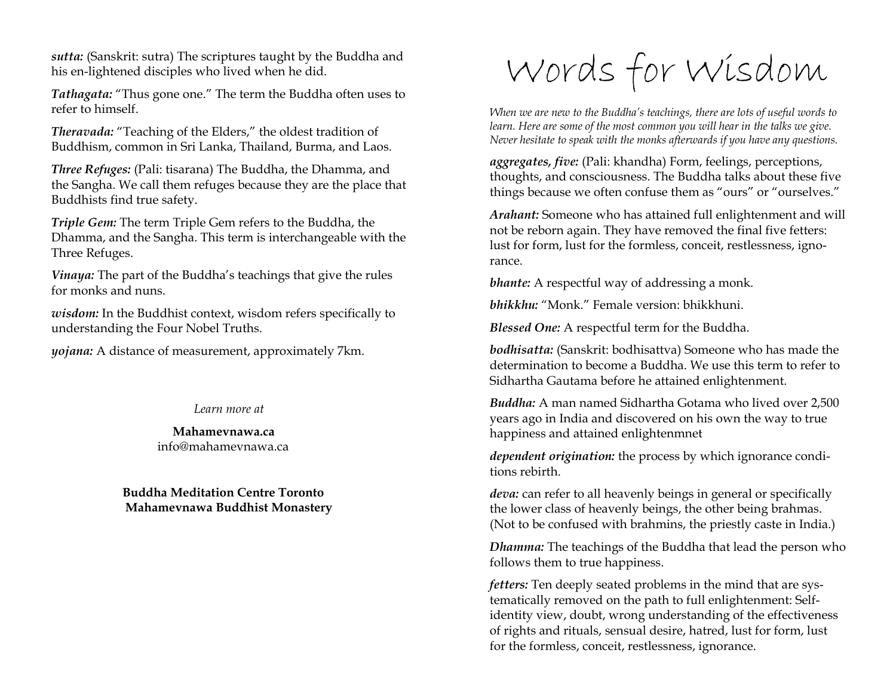# Words for Wisdom

*When we are new to the Buddha's teachings, there are lots of useful words to learn. Here are some of the most common you will hear in the talks we give. Never hesitate to speak with the monks afterwards if you have any questions.*

***aggregates, five:*** (Pali: khandha) Form, feelings, perceptions, thoughts, and consciousness. The Buddha talks about these five things because we often confuse them as "ours" or "ourselves."

***Arahant:*** Someone who has attained full enlightenment and will not be reborn again. They have removed the final five fetters: lust for form, lust for the formless, conceit, restlessness, ignorance.

***bhante:*** A respectful way of addressing a monk.

***bhikkhu:*** "Monk." Female version: bhikkhuni.

***Blessed One:*** A respectful term for the Buddha.

***bodhisatta:*** (Sanskrit: bodhisattva) Someone who has made the determination to become a Buddha. We use this term to refer to Sidhartha Gautama before he attained enlightenment.

***Buddha:*** A man named Sidhartha Gotama who lived over 2,500 years ago in India and discovered on his own the way to true happiness and attained enlightenmnet

***dependent origination:*** the process by which ignorance conditions rebirth.

***deva:*** can refer to all heavenly beings in general or specifically the lower class of heavenly beings, the other being brahmas. (Not to be confused with brahmins, the priestly caste in India.)

***Dhamma:*** The teachings of the Buddha that lead the person who follows them to true happiness.

***fetters:*** Ten deeply seated problems in the mind that are systematically removed on the path to full enlightenment: Self-identity view, doubt, wrong understanding of the effectiveness of rights and rituals, sensual desire, hatred, lust for form, lust for the formless, conceit, restlessness, ignorance.

***sutta:*** (Sanskrit: sutra) The scriptures taught by the Buddha and his en-lightened disciples who lived when he did.

***Tathagata:*** "Thus gone one." The term the Buddha often uses to refer to himself.

***Theravada:*** "Teaching of the Elders," the oldest tradition of Buddhism, common in Sri Lanka, Thailand, Burma, and Laos.

***Three Refuges:*** (Pali: tisarana) The Buddha, the Dhamma, and the Sangha. We call them refuges because they are the place that Buddhists find true safety.

***Triple Gem:*** The term Triple Gem refers to the Buddha, the Dhamma, and the Sangha. This term is interchangeable with the Three Refuges.

***Vinaya:*** The part of the Buddha's teachings that give the rules for monks and nuns.

***wisdom:*** In the Buddhist context, wisdom refers specifically to understanding the Four Nobel Truths.

***yojana:*** A distance of measurement, approximately 7km.

*Learn more at*

**Mahamevnawa.ca**
info@mahamevnawa.ca

**Buddha Meditation Centre Toronto**
**Mahamevnawa Buddhist Monastery**